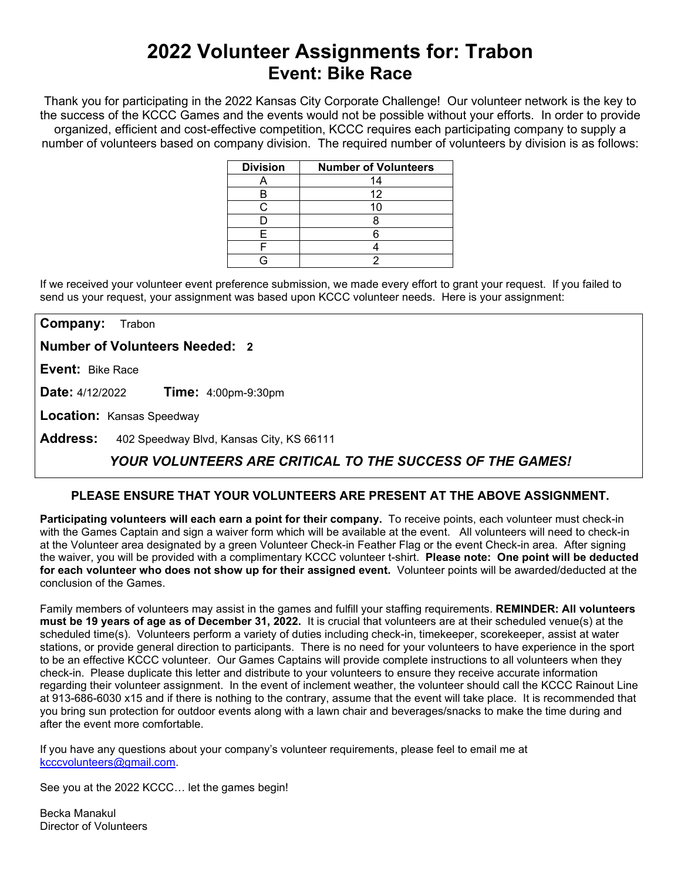# 2022 Volunteer Assignments for: Trabon
## Event: Bike Race

Thank you for participating in the 2022 Kansas City Corporate Challenge! Our volunteer network is the key to the success of the KCCC Games and the events would not be possible without your efforts. In order to provide organized, efficient and cost-effective competition, KCCC requires each participating company to supply a number of volunteers based on company division. The required number of volunteers by division is as follows:

| Division | Number of Volunteers |
|---|---|
| A | 14 |
| B | 12 |
| C | 10 |
| D | 8 |
| E | 6 |
| F | 4 |
| G | 2 |

If we received your volunteer event preference submission, we made every effort to grant your request. If you failed to send us your request, your assignment was based upon KCCC volunteer needs. Here is your assignment:

**Company:** Trabon

**Number of Volunteers Needed:** **2**

**Event:** Bike Race

**Date:** 4/12/2022 **Time:** 4:00pm-9:30pm

**Location:** Kansas Speedway

**Address:** 402 Speedway Blvd, Kansas City, KS 66111

***YOUR VOLUNTEERS ARE CRITICAL TO THE SUCCESS OF THE GAMES!***

**PLEASE ENSURE THAT YOUR VOLUNTEERS ARE PRESENT AT THE ABOVE ASSIGNMENT.**

**Participating volunteers will each earn a point for their company.** To receive points, each volunteer must check-in with the Games Captain and sign a waiver form which will be available at the event. All volunteers will need to check-in at the Volunteer area designated by a green Volunteer Check-in Feather Flag or the event Check-in area. After signing the waiver, you will be provided with a complimentary KCCC volunteer t-shirt. **Please note: One point will be deducted for each volunteer who does not show up for their assigned event.** Volunteer points will be awarded/deducted at the conclusion of the Games.

Family members of volunteers may assist in the games and fulfill your staffing requirements. **REMINDER: All volunteers must be 19 years of age as of December 31, 2022.** It is crucial that volunteers are at their scheduled venue(s) at the scheduled time(s). Volunteers perform a variety of duties including check-in, timekeeper, scorekeeper, assist at water stations, or provide general direction to participants. There is no need for your volunteers to have experience in the sport to be an effective KCCC volunteer. Our Games Captains will provide complete instructions to all volunteers when they check-in. Please duplicate this letter and distribute to your volunteers to ensure they receive accurate information regarding their volunteer assignment. In the event of inclement weather, the volunteer should call the KCCC Rainout Line at 913-686-6030 x15 and if there is nothing to the contrary, assume that the event will take place. It is recommended that you bring sun protection for outdoor events along with a lawn chair and beverages/snacks to make the time during and after the event more comfortable.

If you have any questions about your company's volunteer requirements, please feel to email me at kcccvolunteers@gmail.com.

See you at the 2022 KCCC… let the games begin!

Becka Manakul
Director of Volunteers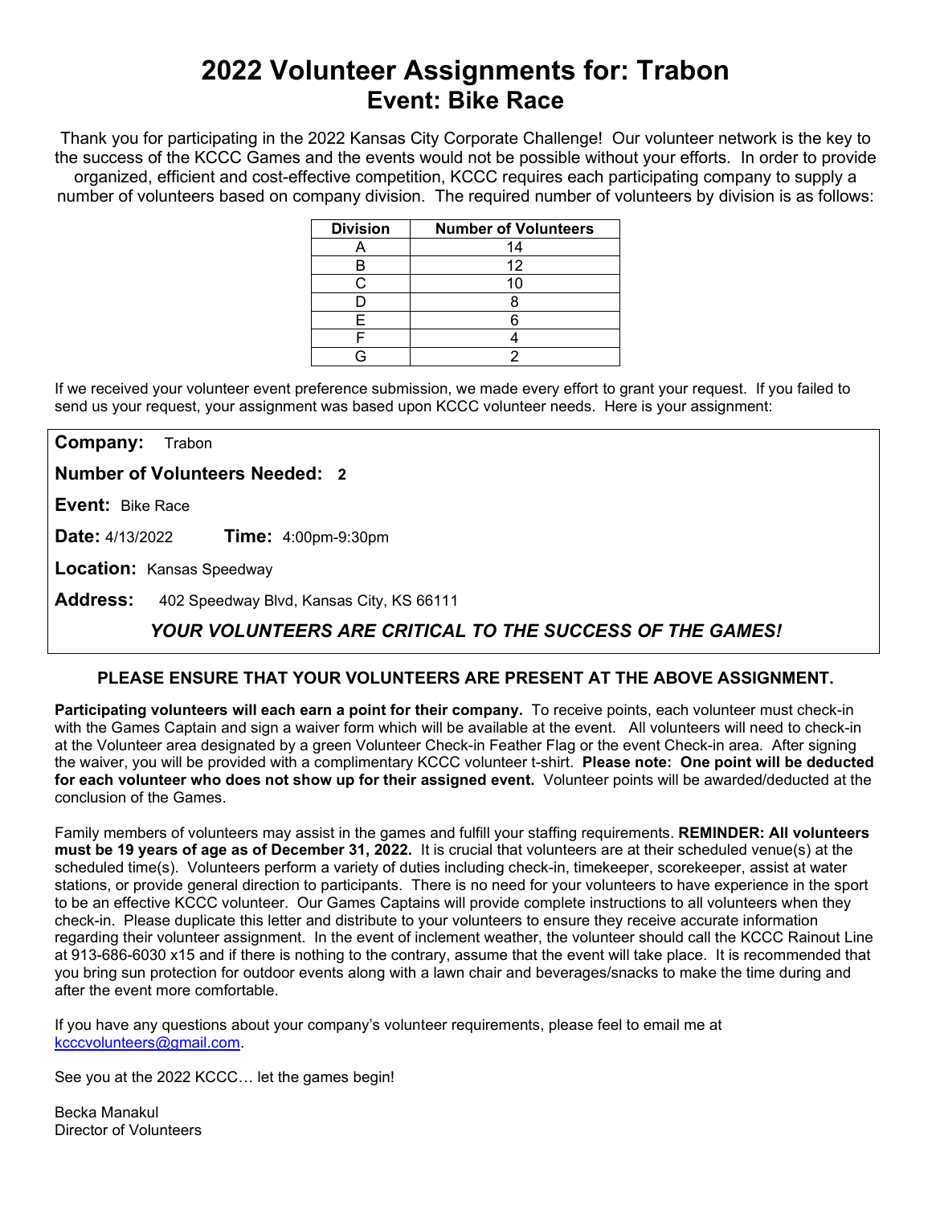# 2022 Volunteer Assignments for: Trabon
## Event: Bike Race

Thank you for participating in the 2022 Kansas City Corporate Challenge! Our volunteer network is the key to the success of the KCCC Games and the events would not be possible without your efforts. In order to provide organized, efficient and cost-effective competition, KCCC requires each participating company to supply a number of volunteers based on company division. The required number of volunteers by division is as follows:

| Division | Number of Volunteers |
| --- | --- |
| A | 14 |
| B | 12 |
| C | 10 |
| D | 8 |
| E | 6 |
| F | 4 |
| G | 2 |

If we received your volunteer event preference submission, we made every effort to grant your request. If you failed to send us your request, your assignment was based upon KCCC volunteer needs. Here is your assignment:

**Company:** Trabon

**Number of Volunteers Needed: 2**

**Event:** Bike Race

**Date:** 4/13/2022 **Time:** 4:00pm-9:30pm

**Location:** Kansas Speedway

**Address:** 402 Speedway Blvd, Kansas City, KS 66111

***YOUR VOLUNTEERS ARE CRITICAL TO THE SUCCESS OF THE GAMES!***

**PLEASE ENSURE THAT YOUR VOLUNTEERS ARE PRESENT AT THE ABOVE ASSIGNMENT.**

**Participating volunteers will each earn a point for their company.** To receive points, each volunteer must check-in with the Games Captain and sign a waiver form which will be available at the event. All volunteers will need to check-in at the Volunteer area designated by a green Volunteer Check-in Feather Flag or the event Check-in area. After signing the waiver, you will be provided with a complimentary KCCC volunteer t-shirt. **Please note: One point will be deducted for each volunteer who does not show up for their assigned event.** Volunteer points will be awarded/deducted at the conclusion of the Games.

Family members of volunteers may assist in the games and fulfill your staffing requirements. **REMINDER: All volunteers must be 19 years of age as of December 31, 2022.** It is crucial that volunteers are at their scheduled venue(s) at the scheduled time(s). Volunteers perform a variety of duties including check-in, timekeeper, scorekeeper, assist at water stations, or provide general direction to participants. There is no need for your volunteers to have experience in the sport to be an effective KCCC volunteer. Our Games Captains will provide complete instructions to all volunteers when they check-in. Please duplicate this letter and distribute to your volunteers to ensure they receive accurate information regarding their volunteer assignment. In the event of inclement weather, the volunteer should call the KCCC Rainout Line at 913-686-6030 x15 and if there is nothing to the contrary, assume that the event will take place. It is recommended that you bring sun protection for outdoor events along with a lawn chair and beverages/snacks to make the time during and after the event more comfortable.

If you have any questions about your company's volunteer requirements, please feel to email me at kcccvolunteers@gmail.com.

See you at the 2022 KCCC… let the games begin!

Becka Manakul
Director of Volunteers